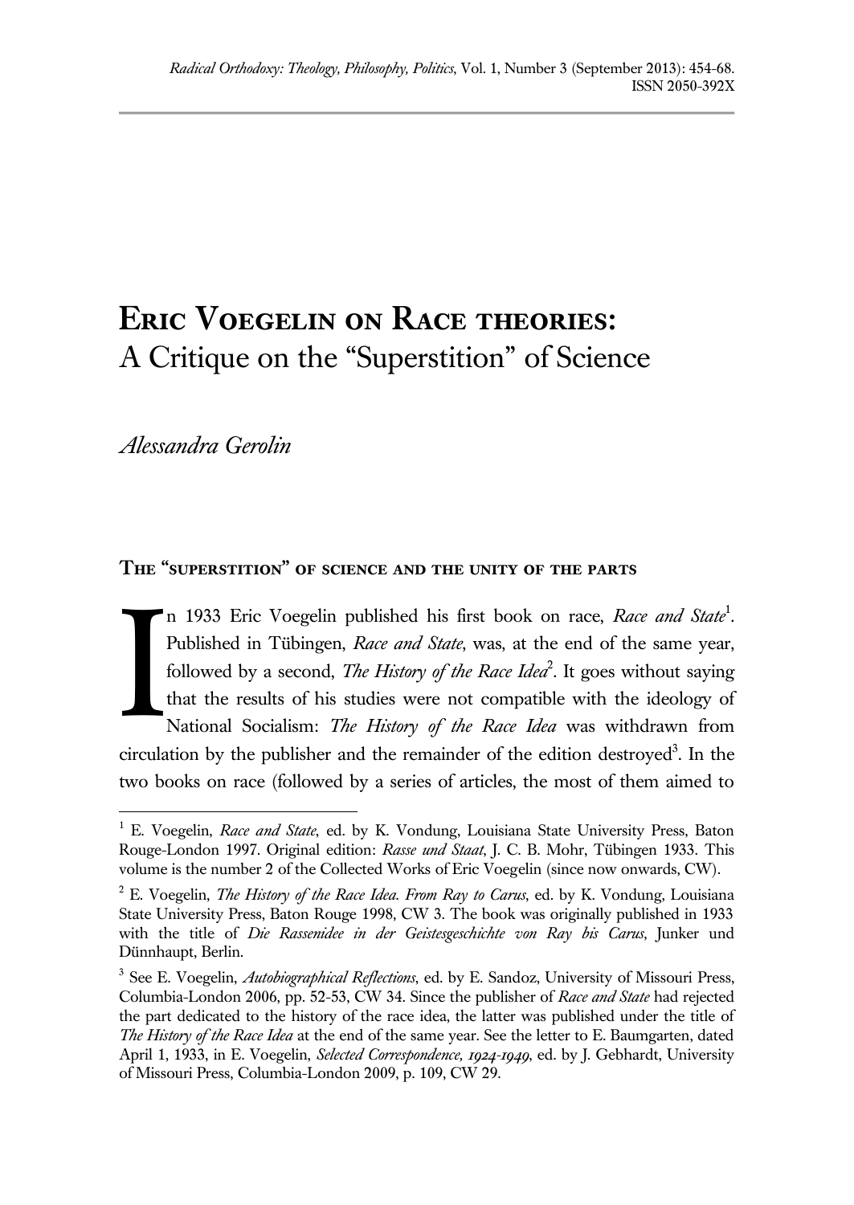# Eric Voegelin on Race theories:
## A Critique on the "Superstition" of Science

*Alessandra Gerolin*

### The "superstition" of science and the unity of the parts

In 1933 Eric Voegelin published his first book on race, *Race and State*[1]. Published in Tübingen, *Race and State*, was, at the end of the same year, followed by a second, *The History of the Race Idea*[2]. It goes without saying that the results of his studies were not compatible with the ideology of National Socialism: *The History of the Race Idea* was withdrawn from circulation by the publisher and the remainder of the edition destroyed[3]. In the two books on race (followed by a series of articles, the most of them aimed to

---

[1] E. Voegelin, *Race and State*, ed. by K. Vondung, Louisiana State University Press, Baton Rouge-London 1997. Original edition: *Rasse und Staat*, J. C. B. Mohr, Tübingen 1933. This volume is the number 2 of the Collected Works of Eric Voegelin (since now onwards, CW).

[2] E. Voegelin, *The History of the Race Idea. From Ray to Carus*, ed. by K. Vondung, Louisiana State University Press, Baton Rouge 1998, CW 3. The book was originally published in 1933 with the title of *Die Rassenidee in der Geistesgeschichte von Ray bis Carus*, Junker und Dünnhaupt, Berlin.

[3] See E. Voegelin, *Autobiographical Reflections*, ed. by E. Sandoz, University of Missouri Press, Columbia-London 2006, pp. 52-53, CW 34. Since the publisher of *Race and State* had rejected the part dedicated to the history of the race idea, the latter was published under the title of *The History of the Race Idea* at the end of the same year. See the letter to E. Baumgarten, dated April 1, 1933, in E. Voegelin, *Selected Correspondence, 1924-1949*, ed. by J. Gebhardt, University of Missouri Press, Columbia-London 2009, p. 109, CW 29.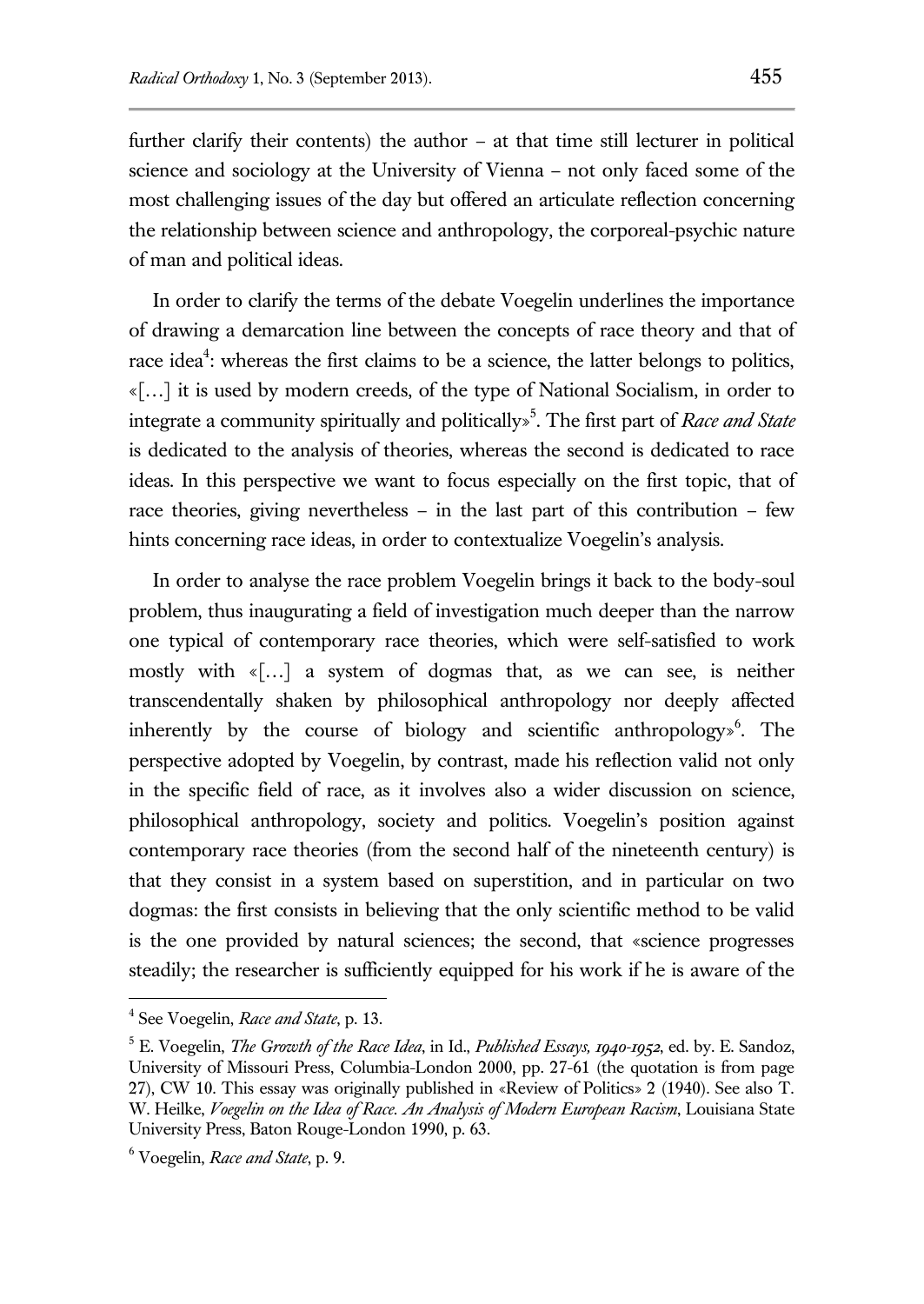further clarify their contents) the author – at that time still lecturer in political science and sociology at the University of Vienna – not only faced some of the most challenging issues of the day but offered an articulate reflection concerning the relationship between science and anthropology, the corporeal-psychic nature of man and political ideas.

In order to clarify the terms of the debate Voegelin underlines the importance of drawing a demarcation line between the concepts of race theory and that of race idea[4]: whereas the first claims to be a science, the latter belongs to politics, «[…] it is used by modern creeds, of the type of National Socialism, in order to integrate a community spiritually and politically»[5]. The first part of *Race and State* is dedicated to the analysis of theories, whereas the second is dedicated to race ideas. In this perspective we want to focus especially on the first topic, that of race theories, giving nevertheless – in the last part of this contribution – few hints concerning race ideas, in order to contextualize Voegelin's analysis.

In order to analyse the race problem Voegelin brings it back to the body-soul problem, thus inaugurating a field of investigation much deeper than the narrow one typical of contemporary race theories, which were self-satisfied to work mostly with «[…] a system of dogmas that, as we can see, is neither transcendentally shaken by philosophical anthropology nor deeply affected inherently by the course of biology and scientific anthropology»[6]. The perspective adopted by Voegelin, by contrast, made his reflection valid not only in the specific field of race, as it involves also a wider discussion on science, philosophical anthropology, society and politics. Voegelin's position against contemporary race theories (from the second half of the nineteenth century) is that they consist in a system based on superstition, and in particular on two dogmas: the first consists in believing that the only scientific method to be valid is the one provided by natural sciences; the second, that «science progresses steadily; the researcher is sufficiently equipped for his work if he is aware of the

---

[4] See Voegelin, *Race and State*, p. 13.

[5] E. Voegelin, *The Growth of the Race Idea*, in Id., *Published Essays, 1940-1952*, ed. by. E. Sandoz, University of Missouri Press, Columbia-London 2000, pp. 27-61 (the quotation is from page 27), CW 10. This essay was originally published in «Review of Politics» 2 (1940). See also T. W. Heilke, *Voegelin on the Idea of Race. An Analysis of Modern European Racism*, Louisiana State University Press, Baton Rouge-London 1990, p. 63.

[6] Voegelin, *Race and State*, p. 9.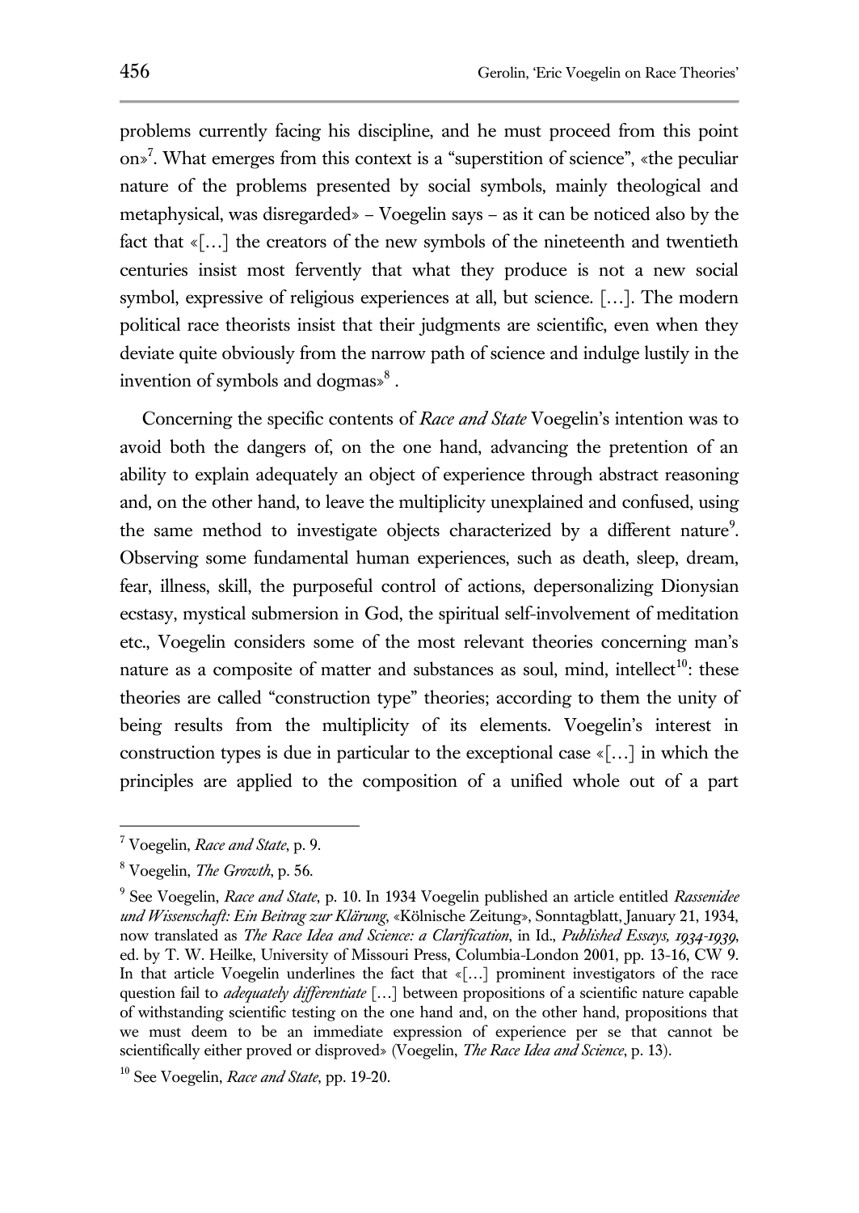problems currently facing his discipline, and he must proceed from this point on»[7]. What emerges from this context is a "superstition of science", «the peculiar nature of the problems presented by social symbols, mainly theological and metaphysical, was disregarded» – Voegelin says – as it can be noticed also by the fact that «[…] the creators of the new symbols of the nineteenth and twentieth centuries insist most fervently that what they produce is not a new social symbol, expressive of religious experiences at all, but science. […]. The modern political race theorists insist that their judgments are scientific, even when they deviate quite obviously from the narrow path of science and indulge lustily in the invention of symbols and dogmas»[8] .

Concerning the specific contents of *Race and State* Voegelin's intention was to avoid both the dangers of, on the one hand, advancing the pretention of an ability to explain adequately an object of experience through abstract reasoning and, on the other hand, to leave the multiplicity unexplained and confused, using the same method to investigate objects characterized by a different nature[9]. Observing some fundamental human experiences, such as death, sleep, dream, fear, illness, skill, the purposeful control of actions, depersonalizing Dionysian ecstasy, mystical submersion in God, the spiritual self-involvement of meditation etc., Voegelin considers some of the most relevant theories concerning man's nature as a composite of matter and substances as soul, mind, intellect[10]: these theories are called "construction type" theories; according to them the unity of being results from the multiplicity of its elements. Voegelin's interest in construction types is due in particular to the exceptional case «[…] in which the principles are applied to the composition of a unified whole out of a part

---

[7] Voegelin, *Race and State*, p. 9.

[8] Voegelin, *The Growth*, p. 56.

[9] See Voegelin, *Race and State*, p. 10. In 1934 Voegelin published an article entitled *Rassenidee und Wissenschaft: Ein Beitrag zur Klärung*, «Kölnische Zeitung», Sonntagblatt, January 21, 1934, now translated as *The Race Idea and Science: a Clarification*, in Id., *Published Essays, 1934-1939*, ed. by T. W. Heilke, University of Missouri Press, Columbia-London 2001, pp. 13-16, CW 9. In that article Voegelin underlines the fact that «[…] prominent investigators of the race question fail to *adequately differentiate* […] between propositions of a scientific nature capable of withstanding scientific testing on the one hand and, on the other hand, propositions that we must deem to be an immediate expression of experience per se that cannot be scientifically either proved or disproved» (Voegelin, *The Race Idea and Science*, p. 13).

[10] See Voegelin, *Race and State*, pp. 19-20.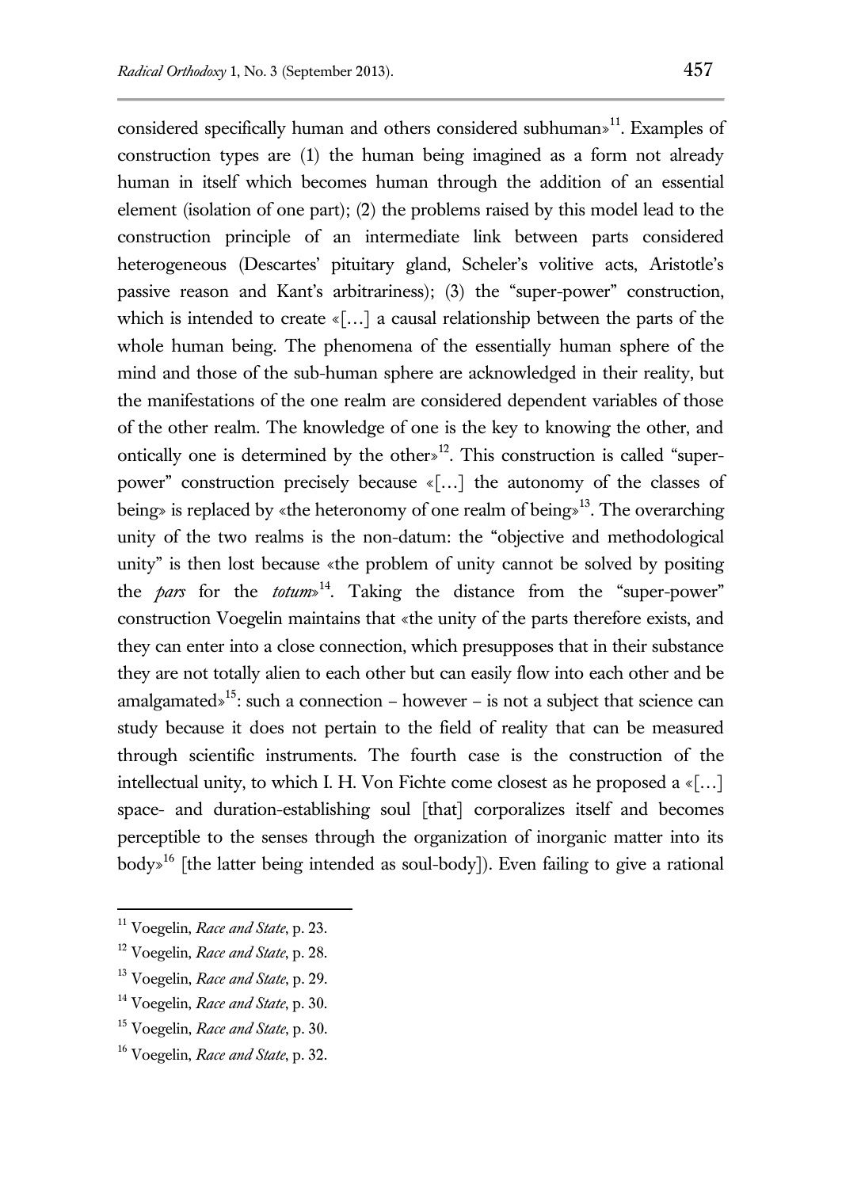considered specifically human and others considered subhuman»[11]. Examples of construction types are (1) the human being imagined as a form not already human in itself which becomes human through the addition of an essential element (isolation of one part); (2) the problems raised by this model lead to the construction principle of an intermediate link between parts considered heterogeneous (Descartes' pituitary gland, Scheler's volitive acts, Aristotle's passive reason and Kant's arbitrariness); (3) the "super-power" construction, which is intended to create «[…] a causal relationship between the parts of the whole human being. The phenomena of the essentially human sphere of the mind and those of the sub-human sphere are acknowledged in their reality, but the manifestations of the one realm are considered dependent variables of those of the other realm. The knowledge of one is the key to knowing the other, and ontically one is determined by the other»[12]. This construction is called "super-power" construction precisely because «[…] the autonomy of the classes of being» is replaced by «the heteronomy of one realm of being»[13]. The overarching unity of the two realms is the non-datum: the "objective and methodological unity" is then lost because «the problem of unity cannot be solved by positing the *pars* for the *totum*»[14]. Taking the distance from the "super-power" construction Voegelin maintains that «the unity of the parts therefore exists, and they can enter into a close connection, which presupposes that in their substance they are not totally alien to each other but can easily flow into each other and be amalgamated»[15]: such a connection – however – is not a subject that science can study because it does not pertain to the field of reality that can be measured through scientific instruments. The fourth case is the construction of the intellectual unity, to which I. H. Von Fichte come closest as he proposed a «[…] space- and duration-establishing soul [that] corporalizes itself and becomes perceptible to the senses through the organization of inorganic matter into its body»[16] [the latter being intended as soul-body]). Even failing to give a rational

---

[11] Voegelin, *Race and State*, p. 23.

[12] Voegelin, *Race and State*, p. 28.

[13] Voegelin, *Race and State*, p. 29.

[14] Voegelin, *Race and State*, p. 30.

[15] Voegelin, *Race and State*, p. 30.

[16] Voegelin, *Race and State*, p. 32.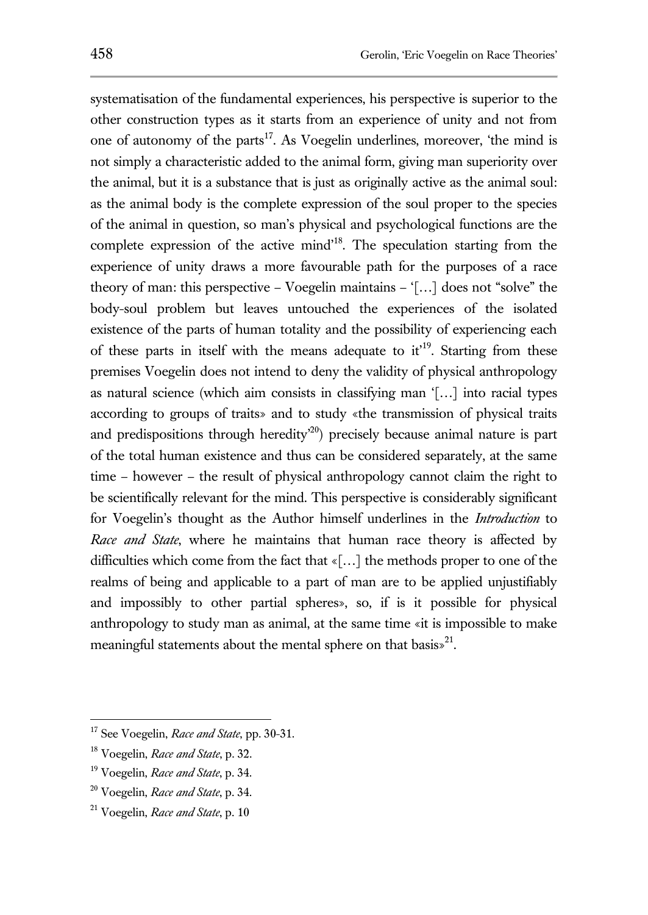systematisation of the fundamental experiences, his perspective is superior to the other construction types as it starts from an experience of unity and not from one of autonomy of the parts[17]. As Voegelin underlines, moreover, 'the mind is not simply a characteristic added to the animal form, giving man superiority over the animal, but it is a substance that is just as originally active as the animal soul: as the animal body is the complete expression of the soul proper to the species of the animal in question, so man's physical and psychological functions are the complete expression of the active mind'[18]. The speculation starting from the experience of unity draws a more favourable path for the purposes of a race theory of man: this perspective – Voegelin maintains – '[…] does not "solve" the body-soul problem but leaves untouched the experiences of the isolated existence of the parts of human totality and the possibility of experiencing each of these parts in itself with the means adequate to it'[19]. Starting from these premises Voegelin does not intend to deny the validity of physical anthropology as natural science (which aim consists in classifying man '[…] into racial types according to groups of traits» and to study «the transmission of physical traits and predispositions through heredity'[20]) precisely because animal nature is part of the total human existence and thus can be considered separately, at the same time – however – the result of physical anthropology cannot claim the right to be scientifically relevant for the mind. This perspective is considerably significant for Voegelin's thought as the Author himself underlines in the *Introduction* to *Race and State*, where he maintains that human race theory is affected by difficulties which come from the fact that «[…] the methods proper to one of the realms of being and applicable to a part of man are to be applied unjustifiably and impossibly to other partial spheres», so, if is it possible for physical anthropology to study man as animal, at the same time «it is impossible to make meaningful statements about the mental sphere on that basis»[21].

---

[17] See Voegelin, *Race and State*, pp. 30-31.

[18] Voegelin, *Race and State*, p. 32.

[19] Voegelin, *Race and State*, p. 34.

[20] Voegelin, *Race and State*, p. 34.

[21] Voegelin, *Race and State*, p. 10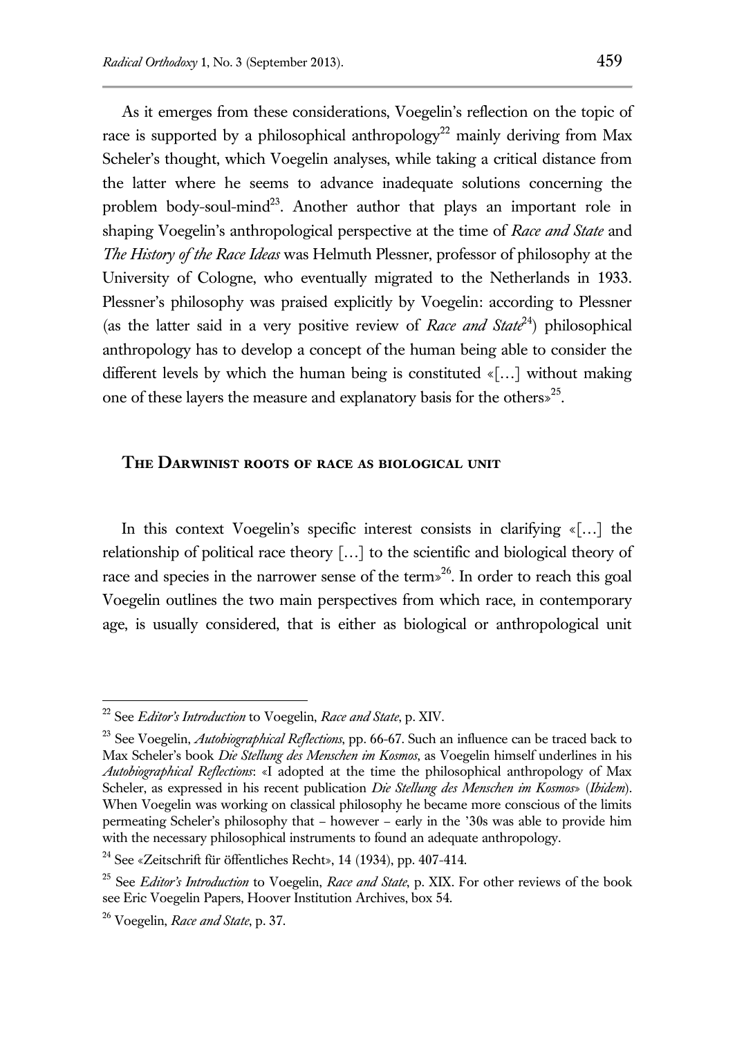As it emerges from these considerations, Voegelin's reflection on the topic of race is supported by a philosophical anthropology[22] mainly deriving from Max Scheler's thought, which Voegelin analyses, while taking a critical distance from the latter where he seems to advance inadequate solutions concerning the problem body-soul-mind[23]. Another author that plays an important role in shaping Voegelin's anthropological perspective at the time of *Race and State* and *The History of the Race Ideas* was Helmuth Plessner, professor of philosophy at the University of Cologne, who eventually migrated to the Netherlands in 1933. Plessner's philosophy was praised explicitly by Voegelin: according to Plessner (as the latter said in a very positive review of *Race and State*[24]) philosophical anthropology has to develop a concept of the human being able to consider the different levels by which the human being is constituted «[…] without making one of these layers the measure and explanatory basis for the others»[25].

## The Darwinist roots of race as biological unit

In this context Voegelin's specific interest consists in clarifying «[…] the relationship of political race theory […] to the scientific and biological theory of race and species in the narrower sense of the term»[26]. In order to reach this goal Voegelin outlines the two main perspectives from which race, in contemporary age, is usually considered, that is either as biological or anthropological unit

---

[22] See *Editor's Introduction* to Voegelin, *Race and State*, p. XIV.

[23] See Voegelin, *Autobiographical Reflections*, pp. 66-67. Such an influence can be traced back to Max Scheler's book *Die Stellung des Menschen im Kosmos*, as Voegelin himself underlines in his *Autobiographical Reflections*: «I adopted at the time the philosophical anthropology of Max Scheler, as expressed in his recent publication *Die Stellung des Menschen im Kosmos*» (*Ibidem*). When Voegelin was working on classical philosophy he became more conscious of the limits permeating Scheler's philosophy that – however – early in the '30s was able to provide him with the necessary philosophical instruments to found an adequate anthropology.

[24] See «Zeitschrift für öffentliches Recht», 14 (1934), pp. 407-414.

[25] See *Editor's Introduction* to Voegelin, *Race and State*, p. XIX. For other reviews of the book see Eric Voegelin Papers, Hoover Institution Archives, box 54.

[26] Voegelin, *Race and State*, p. 37.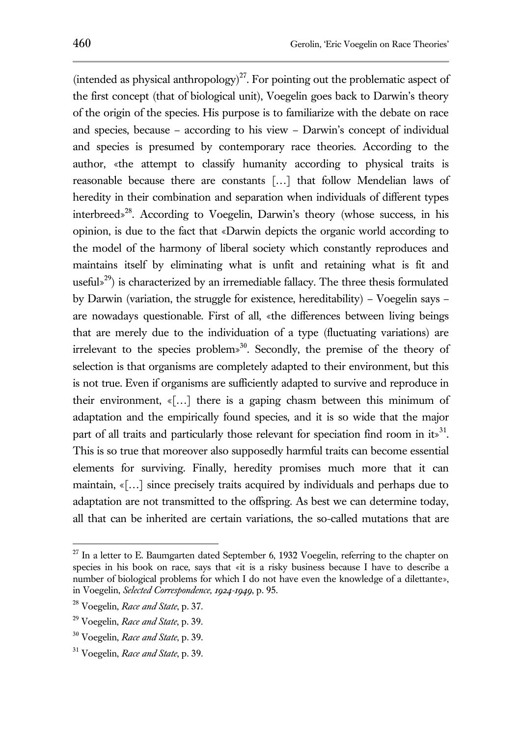(intended as physical anthropology)[27]. For pointing out the problematic aspect of the first concept (that of biological unit), Voegelin goes back to Darwin's theory of the origin of the species. His purpose is to familiarize with the debate on race and species, because – according to his view – Darwin's concept of individual and species is presumed by contemporary race theories. According to the author, «the attempt to classify humanity according to physical traits is reasonable because there are constants […] that follow Mendelian laws of heredity in their combination and separation when individuals of different types interbreed»[28]. According to Voegelin, Darwin's theory (whose success, in his opinion, is due to the fact that «Darwin depicts the organic world according to the model of the harmony of liberal society which constantly reproduces and maintains itself by eliminating what is unfit and retaining what is fit and useful»[29]) is characterized by an irremediable fallacy. The three thesis formulated by Darwin (variation, the struggle for existence, hereditability) – Voegelin says – are nowadays questionable. First of all, «the differences between living beings that are merely due to the individuation of a type (fluctuating variations) are irrelevant to the species problem»[30]. Secondly, the premise of the theory of selection is that organisms are completely adapted to their environment, but this is not true. Even if organisms are sufficiently adapted to survive and reproduce in their environment, «[…] there is a gaping chasm between this minimum of adaptation and the empirically found species, and it is so wide that the major part of all traits and particularly those relevant for speciation find room in it»[31]. This is so true that moreover also supposedly harmful traits can become essential elements for surviving. Finally, heredity promises much more that it can maintain, «[…] since precisely traits acquired by individuals and perhaps due to adaptation are not transmitted to the offspring. As best we can determine today, all that can be inherited are certain variations, the so-called mutations that are

---

[27] In a letter to E. Baumgarten dated September 6, 1932 Voegelin, referring to the chapter on species in his book on race, says that «it is a risky business because I have to describe a number of biological problems for which I do not have even the knowledge of a dilettante», in Voegelin, *Selected Correspondence, 1924-1949*, p. 95.

[28] Voegelin, *Race and State*, p. 37.

[29] Voegelin, *Race and State*, p. 39.

[30] Voegelin, *Race and State*, p. 39.

[31] Voegelin, *Race and State*, p. 39.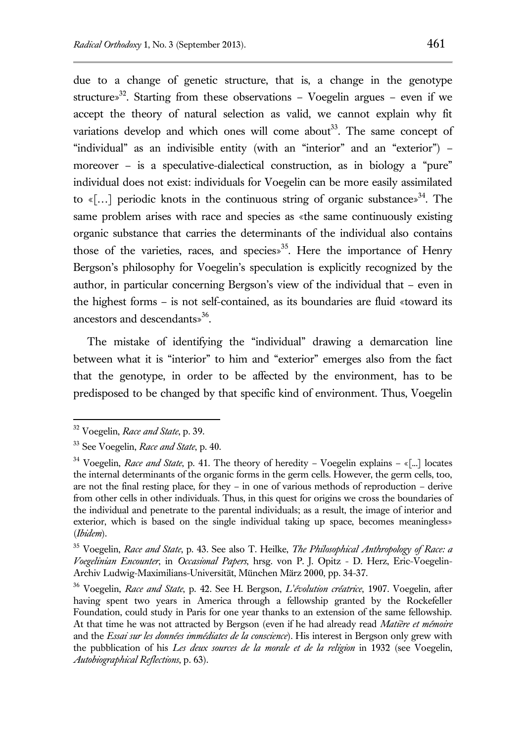due to a change of genetic structure, that is, a change in the genotype structure»[32]. Starting from these observations – Voegelin argues – even if we accept the theory of natural selection as valid, we cannot explain why fit variations develop and which ones will come about[33]. The same concept of "individual" as an indivisible entity (with an "interior" and an "exterior") – moreover – is a speculative-dialectical construction, as in biology a "pure" individual does not exist: individuals for Voegelin can be more easily assimilated to «[…] periodic knots in the continuous string of organic substance»[34]. The same problem arises with race and species as «the same continuously existing organic substance that carries the determinants of the individual also contains those of the varieties, races, and species»[35]. Here the importance of Henry Bergson's philosophy for Voegelin's speculation is explicitly recognized by the author, in particular concerning Bergson's view of the individual that – even in the highest forms – is not self-contained, as its boundaries are fluid «toward its ancestors and descendants»[36].

The mistake of identifying the "individual" drawing a demarcation line between what it is "interior" to him and "exterior" emerges also from the fact that the genotype, in order to be affected by the environment, has to be predisposed to be changed by that specific kind of environment. Thus, Voegelin

---

[32] Voegelin, *Race and State*, p. 39.

[33] See Voegelin, *Race and State*, p. 40.

[34] Voegelin, *Race and State*, p. 41. The theory of heredity – Voegelin explains – «[...] locates the internal determinants of the organic forms in the germ cells. However, the germ cells, too, are not the final resting place, for they – in one of various methods of reproduction – derive from other cells in other individuals. Thus, in this quest for origins we cross the boundaries of the individual and penetrate to the parental individuals; as a result, the image of interior and exterior, which is based on the single individual taking up space, becomes meaningless» (*Ibidem*).

[35] Voegelin, *Race and State*, p. 43. See also T. Heilke, *The Philosophical Anthropology of Race: a Voegelinian Encounter*, in *Occasional Papers*, hrsg. von P. J. Opitz - D. Herz, Eric-Voegelin-Archiv Ludwig-Maximilians-Universität, München März 2000, pp. 34-37.

[36] Voegelin, *Race and State*, p. 42. See H. Bergson, *L'évolution créatrice*, 1907. Voegelin, after having spent two years in America through a fellowship granted by the Rockefeller Foundation, could study in Paris for one year thanks to an extension of the same fellowship. At that time he was not attracted by Bergson (even if he had already read *Matière et mémoire* and the *Essai sur les données immédiates de la conscience*). His interest in Bergson only grew with the pubblication of his *Les deux sources de la morale et de la religion* in 1932 (see Voegelin, *Autobiographical Reflections*, p. 63).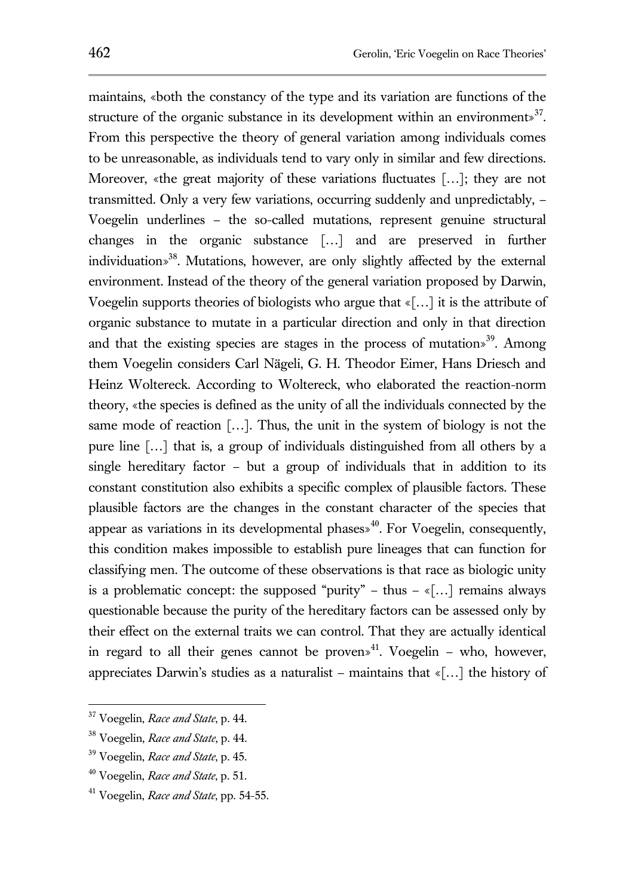maintains, «both the constancy of the type and its variation are functions of the structure of the organic substance in its development within an environment»[37]. From this perspective the theory of general variation among individuals comes to be unreasonable, as individuals tend to vary only in similar and few directions. Moreover, «the great majority of these variations fluctuates […]; they are not transmitted. Only a very few variations, occurring suddenly and unpredictably, – Voegelin underlines – the so-called mutations, represent genuine structural changes in the organic substance […] and are preserved in further individuation»[38]. Mutations, however, are only slightly affected by the external environment. Instead of the theory of the general variation proposed by Darwin, Voegelin supports theories of biologists who argue that «[…] it is the attribute of organic substance to mutate in a particular direction and only in that direction and that the existing species are stages in the process of mutation»[39]. Among them Voegelin considers Carl Nägeli, G. H. Theodor Eimer, Hans Driesch and Heinz Woltereck. According to Woltereck, who elaborated the reaction-norm theory, «the species is defined as the unity of all the individuals connected by the same mode of reaction […]. Thus, the unit in the system of biology is not the pure line […] that is, a group of individuals distinguished from all others by a single hereditary factor – but a group of individuals that in addition to its constant constitution also exhibits a specific complex of plausible factors. These plausible factors are the changes in the constant character of the species that appear as variations in its developmental phases»[40]. For Voegelin, consequently, this condition makes impossible to establish pure lineages that can function for classifying men. The outcome of these observations is that race as biologic unity is a problematic concept: the supposed "purity" – thus – «[…] remains always questionable because the purity of the hereditary factors can be assessed only by their effect on the external traits we can control. That they are actually identical in regard to all their genes cannot be proven»[41]. Voegelin – who, however, appreciates Darwin's studies as a naturalist – maintains that «[…] the history of

---

[37] Voegelin, *Race and State*, p. 44.

[38] Voegelin, *Race and State*, p. 44.

[39] Voegelin, *Race and State*, p. 45.

[40] Voegelin, *Race and State*, p. 51.

[41] Voegelin, *Race and State*, pp. 54-55.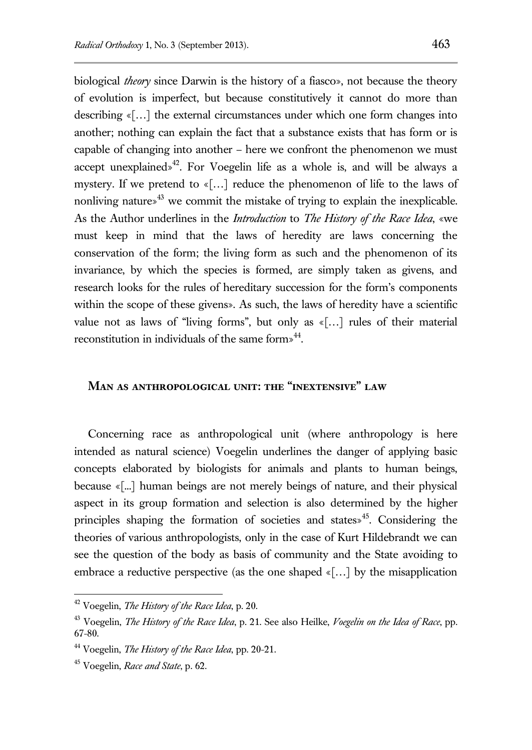biological *theory* since Darwin is the history of a fiasco», not because the theory of evolution is imperfect, but because constitutively it cannot do more than describing «[…] the external circumstances under which one form changes into another; nothing can explain the fact that a substance exists that has form or is capable of changing into another – here we confront the phenomenon we must accept unexplained»[42]. For Voegelin life as a whole is, and will be always a mystery. If we pretend to «[…] reduce the phenomenon of life to the laws of nonliving nature»[43] we commit the mistake of trying to explain the inexplicable. As the Author underlines in the *Introduction* to *The History of the Race Idea*, «we must keep in mind that the laws of heredity are laws concerning the conservation of the form; the living form as such and the phenomenon of its invariance, by which the species is formed, are simply taken as givens, and research looks for the rules of hereditary succession for the form's components within the scope of these givens». As such, the laws of heredity have a scientific value not as laws of "living forms", but only as «[…] rules of their material reconstitution in individuals of the same form»[44].

## MAN AS ANTHROPOLOGICAL UNIT: THE "INEXTENSIVE" LAW

Concerning race as anthropological unit (where anthropology is here intended as natural science) Voegelin underlines the danger of applying basic concepts elaborated by biologists for animals and plants to human beings, because «[...] human beings are not merely beings of nature, and their physical aspect in its group formation and selection is also determined by the higher principles shaping the formation of societies and states»[45]. Considering the theories of various anthropologists, only in the case of Kurt Hildebrandt we can see the question of the body as basis of community and the State avoiding to embrace a reductive perspective (as the one shaped «[…] by the misapplication

---

[42] Voegelin, *The History of the Race Idea*, p. 20.

[43] Voegelin, *The History of the Race Idea*, p. 21. See also Heilke, *Voegelin on the Idea of Race*, pp. 67-80.

[44] Voegelin, *The History of the Race Idea*, pp. 20-21.

[45] Voegelin, *Race and State*, p. 62.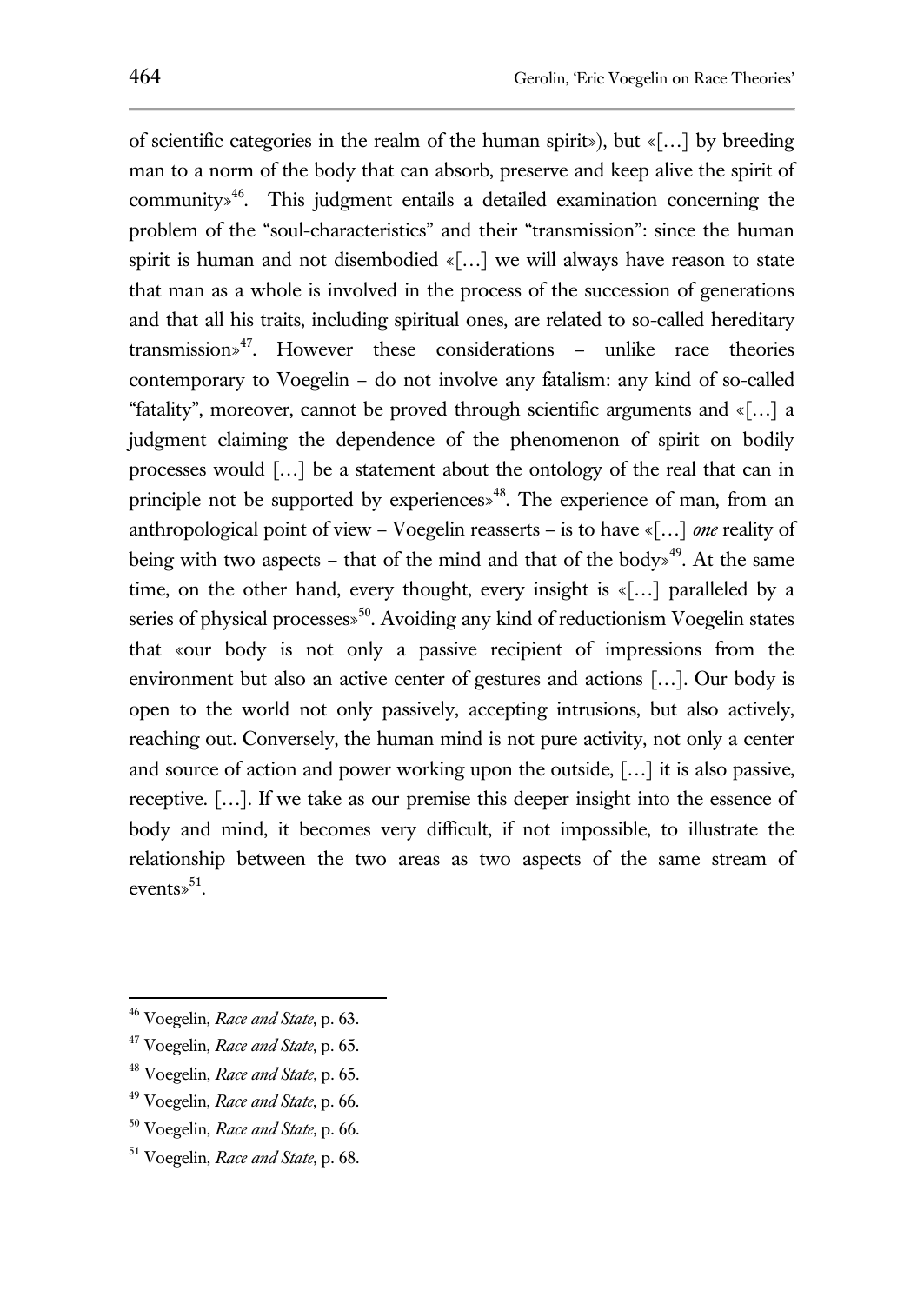of scientific categories in the realm of the human spirit»), but «[…] by breeding man to a norm of the body that can absorb, preserve and keep alive the spirit of community»[46]. This judgment entails a detailed examination concerning the problem of the "soul-characteristics" and their "transmission": since the human spirit is human and not disembodied «[…] we will always have reason to state that man as a whole is involved in the process of the succession of generations and that all his traits, including spiritual ones, are related to so-called hereditary transmission»[47]. However these considerations – unlike race theories contemporary to Voegelin – do not involve any fatalism: any kind of so-called "fatality", moreover, cannot be proved through scientific arguments and «[…] a judgment claiming the dependence of the phenomenon of spirit on bodily processes would […] be a statement about the ontology of the real that can in principle not be supported by experiences»[48]. The experience of man, from an anthropological point of view – Voegelin reasserts – is to have «[…] *one* reality of being with two aspects – that of the mind and that of the body»[49]. At the same time, on the other hand, every thought, every insight is «[…] paralleled by a series of physical processes»[50]. Avoiding any kind of reductionism Voegelin states that «our body is not only a passive recipient of impressions from the environment but also an active center of gestures and actions […]. Our body is open to the world not only passively, accepting intrusions, but also actively, reaching out. Conversely, the human mind is not pure activity, not only a center and source of action and power working upon the outside, […] it is also passive, receptive. […]. If we take as our premise this deeper insight into the essence of body and mind, it becomes very difficult, if not impossible, to illustrate the relationship between the two areas as two aspects of the same stream of events»[51].

---

[46] Voegelin, *Race and State*, p. 63.

[47] Voegelin, *Race and State*, p. 65.

[48] Voegelin, *Race and State*, p. 65.

[49] Voegelin, *Race and State*, p. 66.

[50] Voegelin, *Race and State*, p. 66.

[51] Voegelin, *Race and State*, p. 68.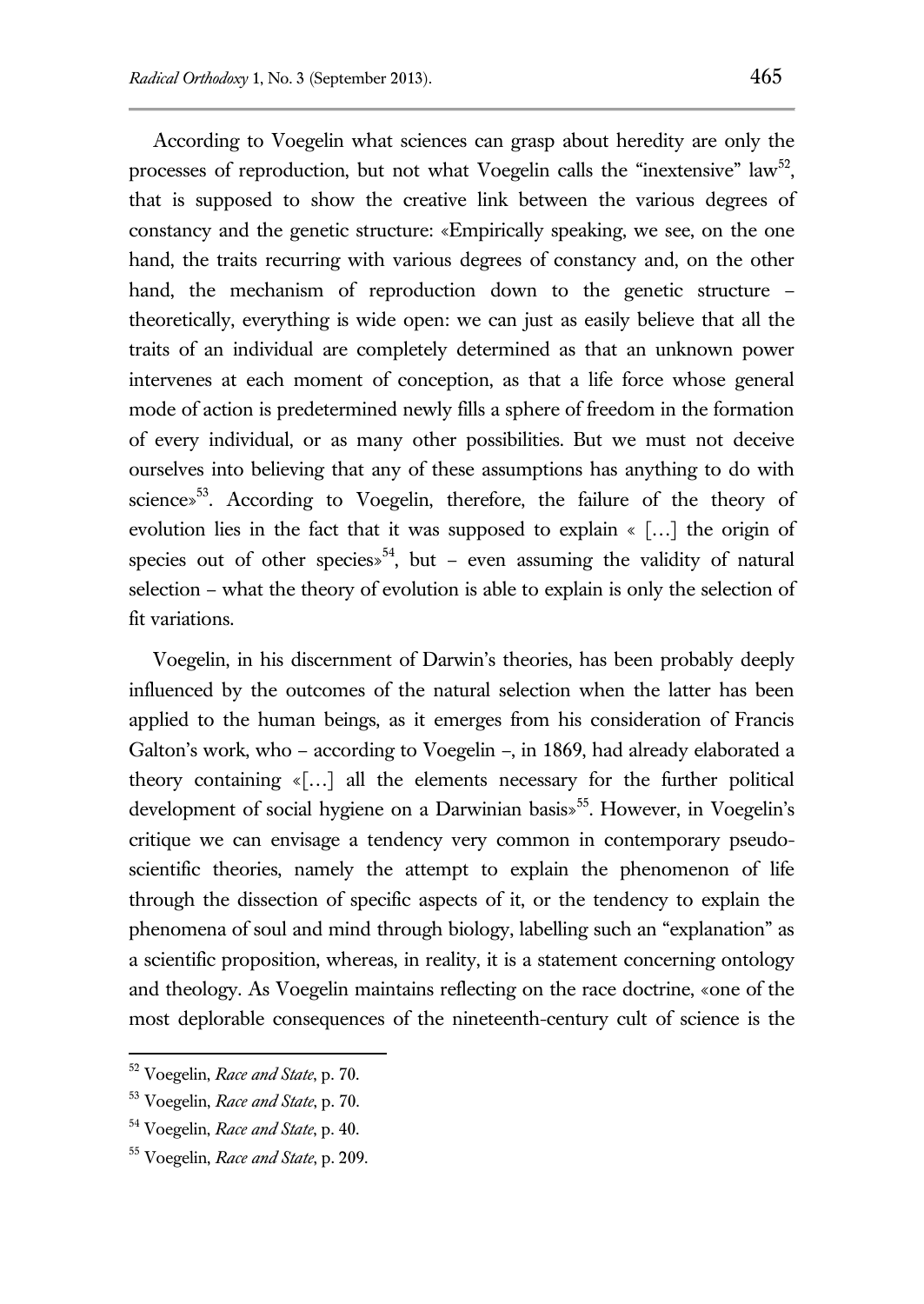According to Voegelin what sciences can grasp about heredity are only the processes of reproduction, but not what Voegelin calls the "inextensive" law[52], that is supposed to show the creative link between the various degrees of constancy and the genetic structure: «Empirically speaking, we see, on the one hand, the traits recurring with various degrees of constancy and, on the other hand, the mechanism of reproduction down to the genetic structure – theoretically, everything is wide open: we can just as easily believe that all the traits of an individual are completely determined as that an unknown power intervenes at each moment of conception, as that a life force whose general mode of action is predetermined newly fills a sphere of freedom in the formation of every individual, or as many other possibilities. But we must not deceive ourselves into believing that any of these assumptions has anything to do with science»[53]. According to Voegelin, therefore, the failure of the theory of evolution lies in the fact that it was supposed to explain « […] the origin of species out of other species»[54], but – even assuming the validity of natural selection – what the theory of evolution is able to explain is only the selection of fit variations.

Voegelin, in his discernment of Darwin's theories, has been probably deeply influenced by the outcomes of the natural selection when the latter has been applied to the human beings, as it emerges from his consideration of Francis Galton's work, who – according to Voegelin –, in 1869, had already elaborated a theory containing «[…] all the elements necessary for the further political development of social hygiene on a Darwinian basis»[55]. However, in Voegelin's critique we can envisage a tendency very common in contemporary pseudo-scientific theories, namely the attempt to explain the phenomenon of life through the dissection of specific aspects of it, or the tendency to explain the phenomena of soul and mind through biology, labelling such an "explanation" as a scientific proposition, whereas, in reality, it is a statement concerning ontology and theology. As Voegelin maintains reflecting on the race doctrine, «one of the most deplorable consequences of the nineteenth-century cult of science is the

---

[52] Voegelin, *Race and State*, p. 70.

[53] Voegelin, *Race and State*, p. 70.

[54] Voegelin, *Race and State*, p. 40.

[55] Voegelin, *Race and State*, p. 209.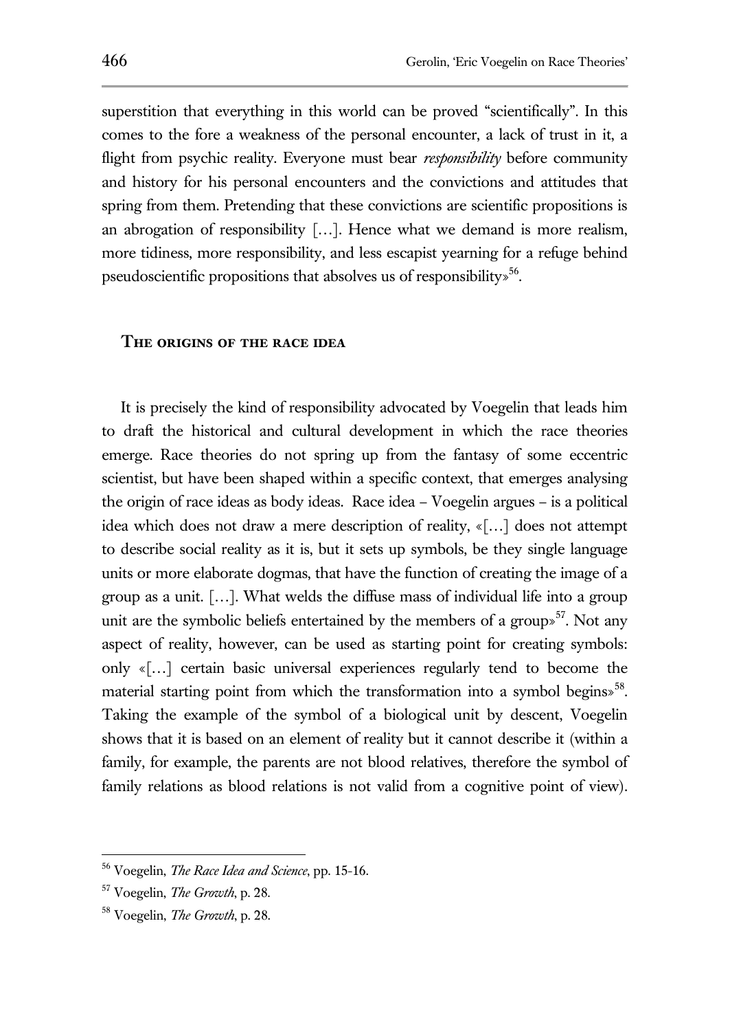superstition that everything in this world can be proved “scientifically”. In this comes to the fore a weakness of the personal encounter, a lack of trust in it, a flight from psychic reality. Everyone must bear *responsibility* before community and history for his personal encounters and the convictions and attitudes that spring from them. Pretending that these convictions are scientific propositions is an abrogation of responsibility […]. Hence what we demand is more realism, more tidiness, more responsibility, and less escapist yearning for a refuge behind pseudoscientific propositions that absolves us of responsibility»[56].

## THE ORIGINS OF THE RACE IDEA

It is precisely the kind of responsibility advocated by Voegelin that leads him to draft the historical and cultural development in which the race theories emerge. Race theories do not spring up from the fantasy of some eccentric scientist, but have been shaped within a specific context, that emerges analysing the origin of race ideas as body ideas. Race idea – Voegelin argues – is a political idea which does not draw a mere description of reality, «[…] does not attempt to describe social reality as it is, but it sets up symbols, be they single language units or more elaborate dogmas, that have the function of creating the image of a group as a unit. […]. What welds the diffuse mass of individual life into a group unit are the symbolic beliefs entertained by the members of a group»[57]. Not any aspect of reality, however, can be used as starting point for creating symbols: only «[…] certain basic universal experiences regularly tend to become the material starting point from which the transformation into a symbol begins»[58]. Taking the example of the symbol of a biological unit by descent, Voegelin shows that it is based on an element of reality but it cannot describe it (within a family, for example, the parents are not blood relatives, therefore the symbol of family relations as blood relations is not valid from a cognitive point of view).

---

[56] Voegelin, *The Race Idea and Science*, pp. 15-16.

[57] Voegelin, *The Growth*, p. 28.

[58] Voegelin, *The Growth*, p. 28.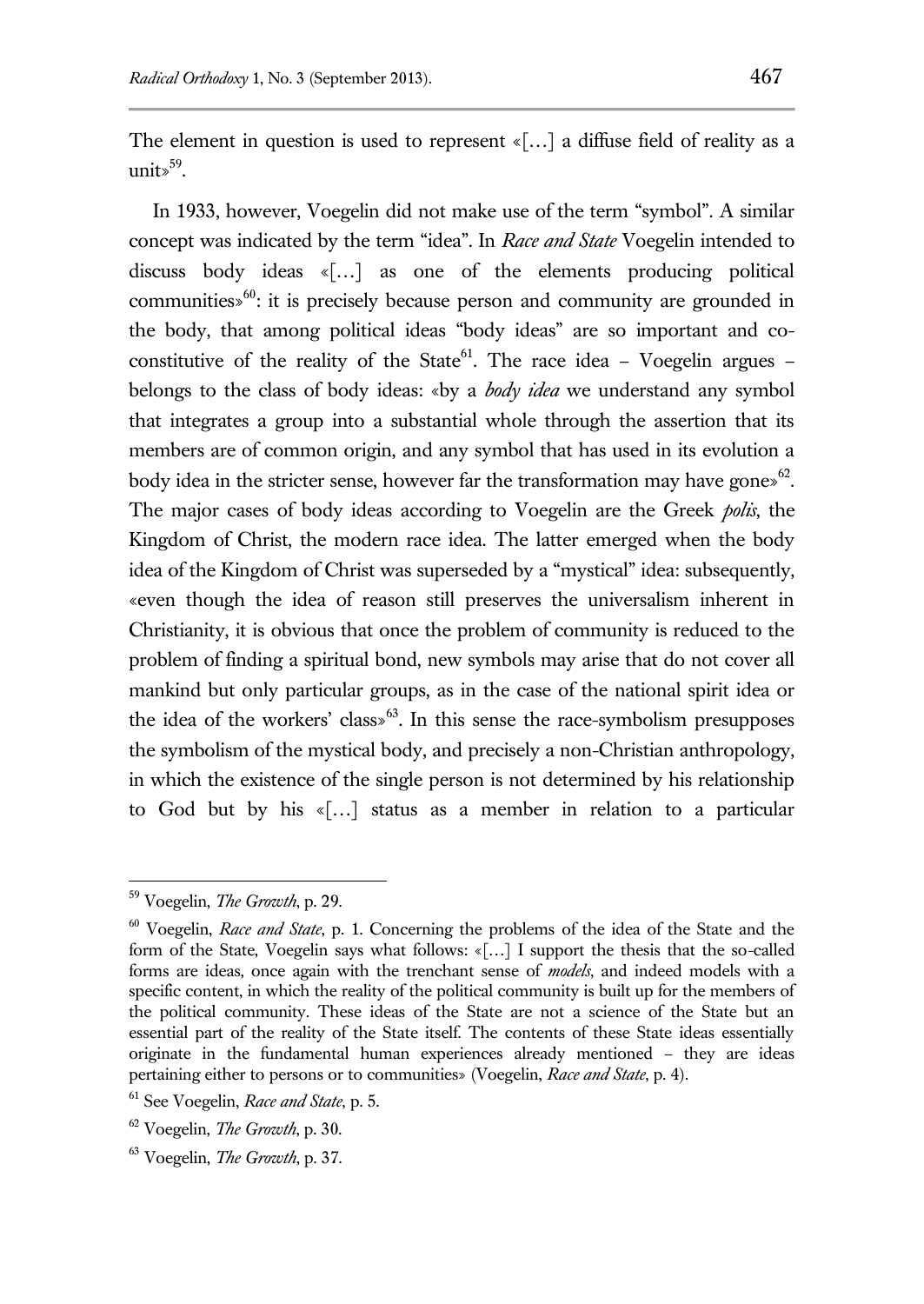The element in question is used to represent «[…] a diffuse field of reality as a unit»[59].

In 1933, however, Voegelin did not make use of the term "symbol". A similar concept was indicated by the term "idea". In *Race and State* Voegelin intended to discuss body ideas «[…] as one of the elements producing political communities»[60]: it is precisely because person and community are grounded in the body, that among political ideas "body ideas" are so important and co-constitutive of the reality of the State[61]. The race idea – Voegelin argues – belongs to the class of body ideas: «by a *body idea* we understand any symbol that integrates a group into a substantial whole through the assertion that its members are of common origin, and any symbol that has used in its evolution a body idea in the stricter sense, however far the transformation may have gone»[62]. The major cases of body ideas according to Voegelin are the Greek *polis*, the Kingdom of Christ, the modern race idea. The latter emerged when the body idea of the Kingdom of Christ was superseded by a "mystical" idea: subsequently, «even though the idea of reason still preserves the universalism inherent in Christianity, it is obvious that once the problem of community is reduced to the problem of finding a spiritual bond, new symbols may arise that do not cover all mankind but only particular groups, as in the case of the national spirit idea or the idea of the workers' class»[63]. In this sense the race-symbolism presupposes the symbolism of the mystical body, and precisely a non-Christian anthropology, in which the existence of the single person is not determined by his relationship to God but by his «[…] status as a member in relation to a particular

---

[59] Voegelin, *The Growth*, p. 29.

[60] Voegelin, *Race and State*, p. 1. Concerning the problems of the idea of the State and the form of the State, Voegelin says what follows: «[…] I support the thesis that the so-called forms are ideas, once again with the trenchant sense of *models*, and indeed models with a specific content, in which the reality of the political community is built up for the members of the political community. These ideas of the State are not a science of the State but an essential part of the reality of the State itself. The contents of these State ideas essentially originate in the fundamental human experiences already mentioned – they are ideas pertaining either to persons or to communities» (Voegelin, *Race and State*, p. 4).

[61] See Voegelin, *Race and State*, p. 5.

[62] Voegelin, *The Growth*, p. 30.

[63] Voegelin, *The Growth*, p. 37.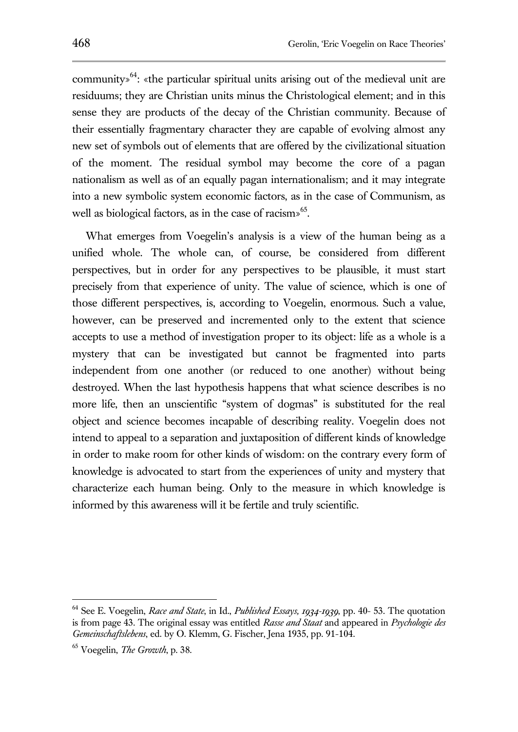community»[64]: «the particular spiritual units arising out of the medieval unit are residuums; they are Christian units minus the Christological element; and in this sense they are products of the decay of the Christian community. Because of their essentially fragmentary character they are capable of evolving almost any new set of symbols out of elements that are offered by the civilizational situation of the moment. The residual symbol may become the core of a pagan nationalism as well as of an equally pagan internationalism; and it may integrate into a new symbolic system economic factors, as in the case of Communism, as well as biological factors, as in the case of racism»[65].

What emerges from Voegelin's analysis is a view of the human being as a unified whole. The whole can, of course, be considered from different perspectives, but in order for any perspectives to be plausible, it must start precisely from that experience of unity. The value of science, which is one of those different perspectives, is, according to Voegelin, enormous. Such a value, however, can be preserved and incremented only to the extent that science accepts to use a method of investigation proper to its object: life as a whole is a mystery that can be investigated but cannot be fragmented into parts independent from one another (or reduced to one another) without being destroyed. When the last hypothesis happens that what science describes is no more life, then an unscientific "system of dogmas" is substituted for the real object and science becomes incapable of describing reality. Voegelin does not intend to appeal to a separation and juxtaposition of different kinds of knowledge in order to make room for other kinds of wisdom: on the contrary every form of knowledge is advocated to start from the experiences of unity and mystery that characterize each human being. Only to the measure in which knowledge is informed by this awareness will it be fertile and truly scientific.

---

[64] See E. Voegelin, *Race and State*, in Id., *Published Essays, 1934-1939*, pp. 40- 53. The quotation is from page 43. The original essay was entitled *Rasse and Staat* and appeared in *Psychologie des Gemeinschaftslebens*, ed. by O. Klemm, G. Fischer, Jena 1935, pp. 91-104.

[65] Voegelin, *The Growth*, p. 38.